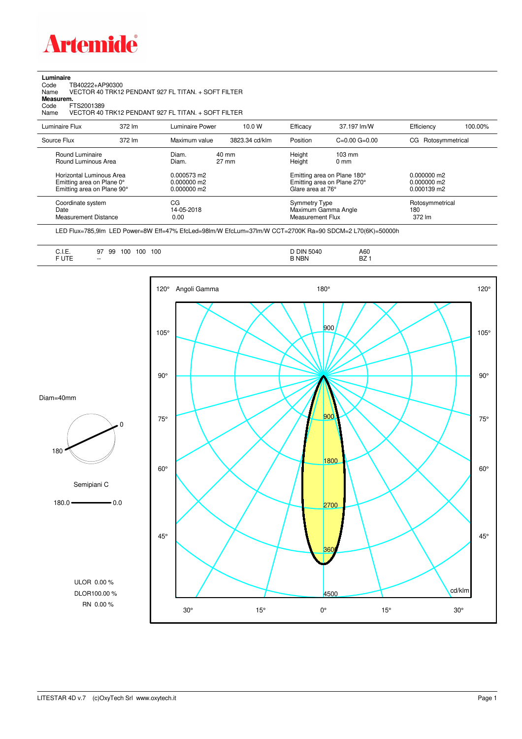# Artemide

**Luminaire**

Code TB40222+AP90300

Name VECTOR 40 TRK12 PENDANT 927 FL TITAN. + SOFT FILTER

**Measurem.**

Code FTS2001389

Name VECTOR 40 TRK12 PENDANT 927 FL TITAN. + SOFT FILTER

| Luminaire Flux | 372 lm | Luminaire Power | 10.0 W | Efficacy | 37.197 lm/W | Efficiency | 100.00% |
|---|---|---|---|---|---|---|---|
| Source Flux | 372 lm | Maximum value | 3823.34 cd/klm | Position | C=0.00 G=0.00 | CG Rotosymmetrical | |

| | | | | |
|---|---|---|---|---|
| Round Luminaire | Diam. 40 mm | Height 103 mm | | |
| Round Luminous Area | Diam. 27 mm | Height 0 mm | | |
| Horizontal Luminous Area | 0.000573 m2 | Emitting area on Plane 180° | 0.000000 m2 | |
| Emitting area on Plane 0° | 0.000000 m2 | Emitting area on Plane 270° | 0.000000 m2 | |
| Emitting area on Plane 90° | 0.000000 m2 | Glare area at 76° | 0.000139 m2 | |
| Coordinate system | CG | Symmetry Type | Rotosymmetrical | |
| Date | 14-05-2018 | Maximum Gamma Angle | 180 | |
| Measurement Distance | 0.00 | Measurement Flux | 372 lm | |

LED Flux=785,9lm LED Power=8W Eff=47% EfcLed=98lm/W EfcLum=37lm/W CCT=2700K Ra=90 SDCM=2 L70(6K)=50000h

| | | | |
|---|---|---|---|
| C.I.E. | 97 99 100 100 100 | D DIN 5040 | A60 |
| F UTE | -- | B NBN | BZ 1 |

Diam=40mm

Semipiani C

180.0 — 0.0

ULOR 0.00 %

DLOR100.00 %

RN 0.00 %

Angoli Gamma

cd/klm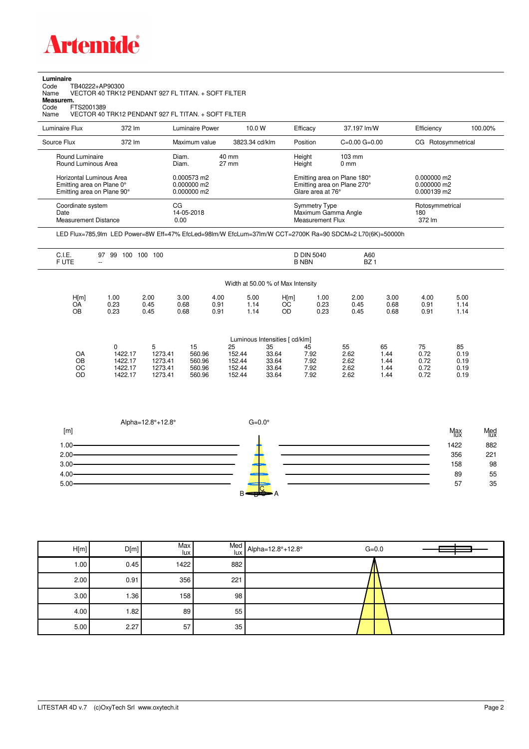**Luminaire**

Code TB40222+AP90300

Name VECTOR 40 TRK12 PENDANT 927 FL TITAN. + SOFT FILTER

**Measurem.**

Code FTS2001389

Name VECTOR 40 TRK12 PENDANT 927 FL TITAN. + SOFT FILTER

| | | | | | | | |
|---|---|---|---|---|---|---|---|
| Luminaire Flux | 372 lm | Luminaire Power | 10.0 W | Efficacy | 37.197 lm/W | Efficiency | 100.00% |
| Source Flux | 372 lm | Maximum value | 3823.34 cd/klm | Position | C=0.00 G=0.00 | CG | Rotosymmetrical |

| | | | | | | |
|---|---|---|---|---|---|---|
| Round Luminaire | Diam. | 40 mm | Height | 103 mm | | |
| Round Luminous Area | Diam. | 27 mm | Height | 0 mm | | |
| Horizontal Luminous Area | 0.000573 m2 | | Emitting area on Plane 180° | | 0.000000 m2 |
| Emitting area on Plane 0° | 0.000000 m2 | | Emitting area on Plane 270° | | 0.000000 m2 |
| Emitting area on Plane 90° | 0.000000 m2 | | Glare area at 76° | | 0.000139 m2 |

| | | | |
|---|---|---|---|
| Coordinate system | CG | Symmetry Type | Rotosymmetrical |
| Date | 14-05-2018 | Maximum Gamma Angle | 180 |
| Measurement Distance | 0.00 | Measurement Flux | 372 lm |

LED Flux=785,9lm LED Power=8W Eff=47% EfcLed=98lm/W EfcLum=37lm/W CCT=2700K Ra=90 SDCM=2 L70(6K)=50000h

| | | | |
|---|---|---|---|
| C.I.E. | 97 99 100 100 100 | D DIN 5040 | A60 |
| F UTE | -- | B NBN | BZ 1 |

Width at 50.00 % of Max Intensity

| H[m] | 1.00 | 2.00 | 3.00 | 4.00 | 5.00 | H[m] | 1.00 | 2.00 | 3.00 | 4.00 | 5.00 |
|---|---|---|---|---|---|---|---|---|---|---|---|
| OA | 0.23 | 0.45 | 0.68 | 0.91 | 1.14 | OC | 0.23 | 0.45 | 0.68 | 0.91 | 1.14 |
| OB | 0.23 | 0.45 | 0.68 | 0.91 | 1.14 | OD | 0.23 | 0.45 | 0.68 | 0.91 | 1.14 |

Luminous Intensities [ cd/klm]

| | 0 | 5 | 15 | 25 | 35 | 45 | 55 | 65 | 75 | 85 |
|---|---|---|---|---|---|---|---|---|---|---|
| OA | 1422.17 | 1273.41 | 560.96 | 152.44 | 33.64 | 7.92 | 2.62 | 1.44 | 0.72 | 0.19 |
| OB | 1422.17 | 1273.41 | 560.96 | 152.44 | 33.64 | 7.92 | 2.62 | 1.44 | 0.72 | 0.19 |
| OC | 1422.17 | 1273.41 | 560.96 | 152.44 | 33.64 | 7.92 | 2.62 | 1.44 | 0.72 | 0.19 |
| OD | 1422.17 | 1273.41 | 560.96 | 152.44 | 33.64 | 7.92 | 2.62 | 1.44 | 0.72 | 0.19 |

Alpha=12.8°+12.8°

G=0.0°

[m]

Max lux

Med lux

1.00 1422 882

2.00 356 221

3.00 158 98

4.00 89 55

5.00 57 35

B C D A

| H[m] | D[m] | Max lux | Med lux | Alpha=12.8°+12.8° G=0.0 |
|---|---|---|---|---|
| 1.00 | 0.45 | 1422 | 882 | |
| 2.00 | 0.91 | 356 | 221 | |
| 3.00 | 1.36 | 158 | 98 | |
| 4.00 | 1.82 | 89 | 55 | |
| 5.00 | 2.27 | 57 | 35 | |

LITESTAR 4D v.7 (c)OxyTech Srl www.oxytech.it